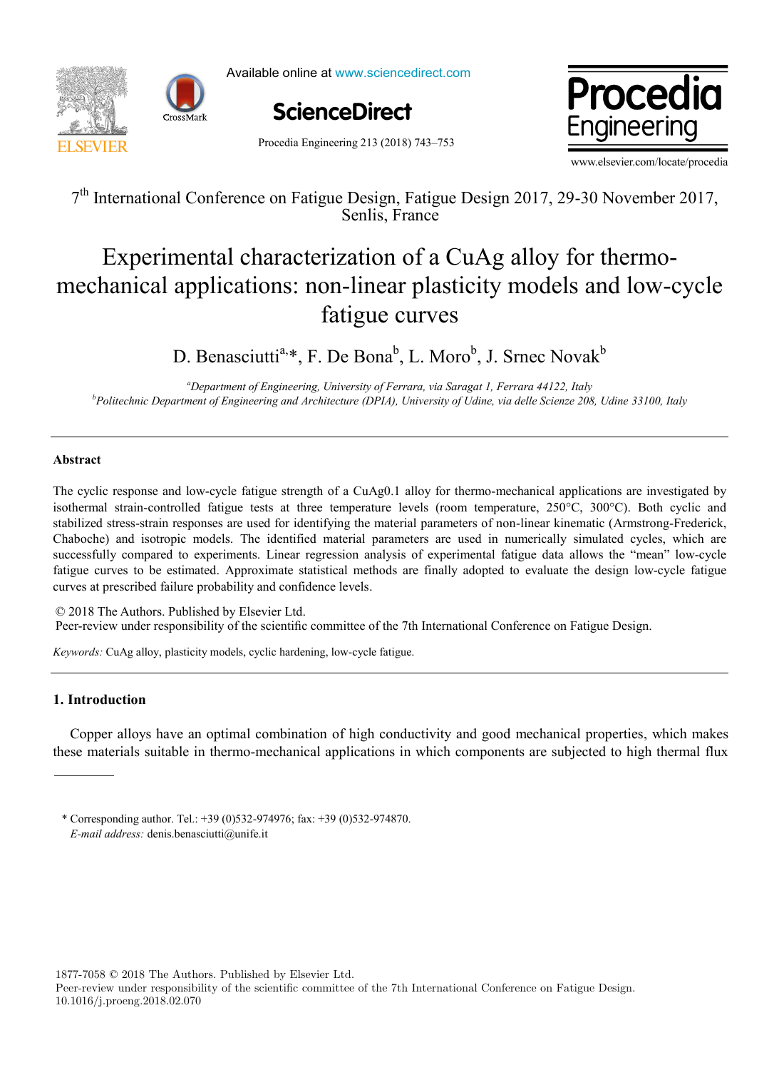7th International Conference on Fatigue Design, Fatigue Design 2017, 29-30 November 2017, Senlis, France

# Experimental characterization of a CuAg alloy for thermo-mechanical applications: non-linear plasticity models and low-cycle fatigue curves

D. Benasciutti[a,*], F. De Bona[b], L. Moro[b], J. Srnec Novak[b]

[a]*Department of Engineering, University of Ferrara, via Saragat 1, Ferrara 44122, Italy*
[b]*Politechnic Department of Engineering and Architecture (DPIA), University of Udine, via delle Scienze 208, Udine 33100, Italy*

---

### Abstract

The cyclic response and low-cycle fatigue strength of a CuAg0.1 alloy for thermo-mechanical applications are investigated by isothermal strain-controlled fatigue tests at three temperature levels (room temperature, 250°C, 300°C). Both cyclic and stabilized stress-strain responses are used for identifying the material parameters of non-linear kinematic (Armstrong-Frederick, Chaboche) and isotropic models. The identified material parameters are used in numerically simulated cycles, which are successfully compared to experiments. Linear regression analysis of experimental fatigue data allows the "mean" low-cycle fatigue curves to be estimated. Approximate statistical methods are finally adopted to evaluate the design low-cycle fatigue curves at prescribed failure probability and confidence levels.

© 2018 The Authors. Published by Elsevier Ltd.
Peer-review under responsibility of the scientific committee of the 7th International Conference on Fatigue Design.

*Keywords:* CuAg alloy, plasticity models, cyclic hardening, low-cycle fatigue.

---

## 1. Introduction

Copper alloys have an optimal combination of high conductivity and good mechanical properties, which makes these materials suitable in thermo-mechanical applications in which components are subjected to high thermal flux

---

\* Corresponding author. Tel.: +39 (0)532-974976; fax: +39 (0)532-974870.
*E-mail address:* denis.benasciutti@unife.it

1877-7058 © 2018 The Authors. Published by Elsevier Ltd.
Peer-review under responsibility of the scientific committee of the 7th International Conference on Fatigue Design.
10.1016/j.proeng.2018.02.070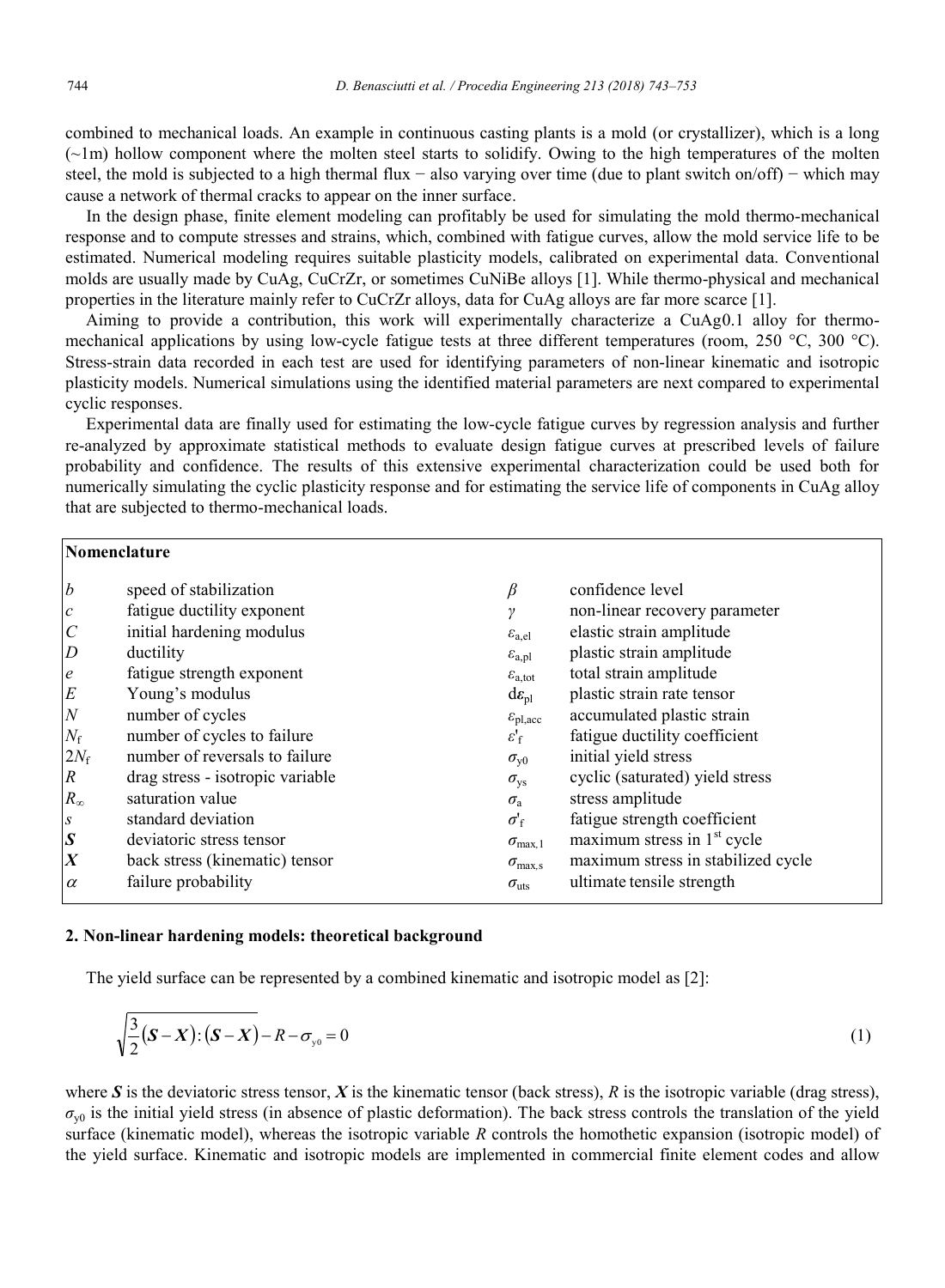combined to mechanical loads. An example in continuous casting plants is a mold (or crystallizer), which is a long (~1m) hollow component where the molten steel starts to solidify. Owing to the high temperatures of the molten steel, the mold is subjected to a high thermal flux − also varying over time (due to plant switch on/off) − which may cause a network of thermal cracks to appear on the inner surface.

In the design phase, finite element modeling can profitably be used for simulating the mold thermo-mechanical response and to compute stresses and strains, which, combined with fatigue curves, allow the mold service life to be estimated. Numerical modeling requires suitable plasticity models, calibrated on experimental data. Conventional molds are usually made by CuAg, CuCrZr, or sometimes CuNiBe alloys [1]. While thermo-physical and mechanical properties in the literature mainly refer to CuCrZr alloys, data for CuAg alloys are far more scarce [1].

Aiming to provide a contribution, this work will experimentally characterize a CuAg0.1 alloy for thermo-mechanical applications by using low-cycle fatigue tests at three different temperatures (room, 250 °C, 300 °C). Stress-strain data recorded in each test are used for identifying parameters of non-linear kinematic and isotropic plasticity models. Numerical simulations using the identified material parameters are next compared to experimental cyclic responses.

Experimental data are finally used for estimating the low-cycle fatigue curves by regression analysis and further re-analyzed by approximate statistical methods to evaluate design fatigue curves at prescribed levels of failure probability and confidence. The results of this extensive experimental characterization could be used both for numerically simulating the cyclic plasticity response and for estimating the service life of components in CuAg alloy that are subjected to thermo-mechanical loads.

**Nomenclature**

| | | | |
|---|---|---|---|
| $b$ | speed of stabilization | $\beta$ | confidence level |
| $c$ | fatigue ductility exponent | $\gamma$ | non-linear recovery parameter |
| $C$ | initial hardening modulus | $\varepsilon_{a,el}$ | elastic strain amplitude |
| $D$ | ductility | $\varepsilon_{a,pl}$ | plastic strain amplitude |
| $e$ | fatigue strength exponent | $\varepsilon_{a,tot}$ | total strain amplitude |
| $E$ | Young's modulus | $d\boldsymbol{\varepsilon}_{pl}$ | plastic strain rate tensor |
| $N$ | number of cycles | $\varepsilon_{pl,acc}$ | accumulated plastic strain |
| $N_f$ | number of cycles to failure | $\varepsilon'_f$ | fatigue ductility coefficient |
| $2N_f$ | number of reversals to failure | $\sigma_{y0}$ | initial yield stress |
| $R$ | drag stress - isotropic variable | $\sigma_{ys}$ | cyclic (saturated) yield stress |
| $R_\infty$ | saturation value | $\sigma_a$ | stress amplitude |
| $s$ | standard deviation | $\sigma'_f$ | fatigue strength coefficient |
| $\boldsymbol{S}$ | deviatoric stress tensor | $\sigma_{max,1}$ | maximum stress in 1st cycle |
| $\boldsymbol{X}$ | back stress (kinematic) tensor | $\sigma_{max,s}$ | maximum stress in stabilized cycle |
| $\alpha$ | failure probability | $\sigma_{uts}$ | ultimate tensile strength |

## 2. Non-linear hardening models: theoretical background

The yield surface can be represented by a combined kinematic and isotropic model as [2]:

$$\sqrt{\frac{3}{2}(\boldsymbol{S}-\boldsymbol{X}):(\boldsymbol{S}-\boldsymbol{X})}-R-\sigma_{y0}=0 \tag{1}$$

where $\boldsymbol{S}$ is the deviatoric stress tensor, $\boldsymbol{X}$ is the kinematic tensor (back stress), $R$ is the isotropic variable (drag stress), $\sigma_{y0}$ is the initial yield stress (in absence of plastic deformation). The back stress controls the translation of the yield surface (kinematic model), whereas the isotropic variable $R$ controls the homothetic expansion (isotropic model) of the yield surface. Kinematic and isotropic models are implemented in commercial finite element codes and allow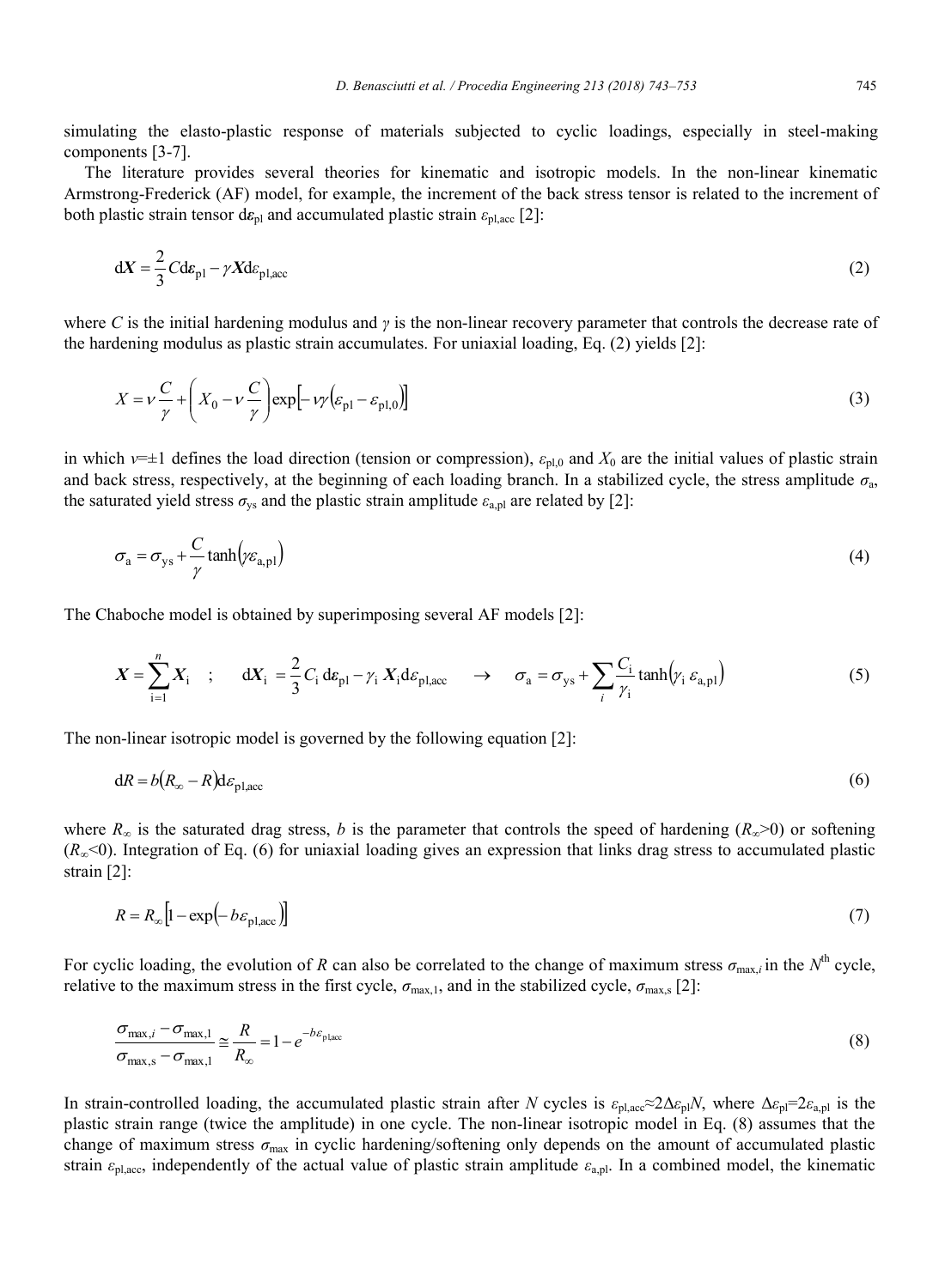simulating the elasto-plastic response of materials subjected to cyclic loadings, especially in steel-making components [3-7].

The literature provides several theories for kinematic and isotropic models. In the non-linear kinematic Armstrong-Frederick (AF) model, for example, the increment of the back stress tensor is related to the increment of both plastic strain tensor $\mathrm{d}\boldsymbol{\varepsilon}_{\mathrm{pl}}$ and accumulated plastic strain $\varepsilon_{\mathrm{pl,acc}}$ [2]:

$$\mathrm{d}\boldsymbol{X} = \frac{2}{3} C \mathrm{d}\boldsymbol{\varepsilon}_{\mathrm{pl}} - \gamma \boldsymbol{X} \mathrm{d}\varepsilon_{\mathrm{pl,acc}} \tag{2}$$

where $C$ is the initial hardening modulus and $\gamma$ is the non-linear recovery parameter that controls the decrease rate of the hardening modulus as plastic strain accumulates. For uniaxial loading, Eq. (2) yields [2]:

$$X = \nu \frac{C}{\gamma} + \left( X_0 - \nu \frac{C}{\gamma} \right) \exp\left[ -\nu\gamma \left( \varepsilon_{\mathrm{pl}} - \varepsilon_{\mathrm{pl},0} \right) \right] \tag{3}$$

in which $\nu = \pm 1$ defines the load direction (tension or compression), $\varepsilon_{\mathrm{pl},0}$ and $X_0$ are the initial values of plastic strain and back stress, respectively, at the beginning of each loading branch. In a stabilized cycle, the stress amplitude $\sigma_{\mathrm{a}}$, the saturated yield stress $\sigma_{\mathrm{ys}}$ and the plastic strain amplitude $\varepsilon_{\mathrm{a,pl}}$ are related by [2]:

$$\sigma_{\mathrm{a}} = \sigma_{\mathrm{ys}} + \frac{C}{\gamma} \tanh\left( \gamma \varepsilon_{\mathrm{a,pl}} \right) \tag{4}$$

The Chaboche model is obtained by superimposing several AF models [2]:

$$\boldsymbol{X} = \sum_{\mathrm{i}=1}^{n} \boldsymbol{X}_{\mathrm{i}} \quad ; \quad \mathrm{d}\boldsymbol{X}_{\mathrm{i}} = \frac{2}{3} C_{\mathrm{i}} \, \mathrm{d}\boldsymbol{\varepsilon}_{\mathrm{pl}} - \gamma_{\mathrm{i}} \, \boldsymbol{X}_{\mathrm{i}} \mathrm{d}\varepsilon_{\mathrm{pl,acc}} \quad \rightarrow \quad \sigma_{\mathrm{a}} = \sigma_{\mathrm{ys}} + \sum_{i} \frac{C_{\mathrm{i}}}{\gamma_{\mathrm{i}}} \tanh\left( \gamma_{\mathrm{i}} \, \varepsilon_{\mathrm{a,pl}} \right) \tag{5}$$

The non-linear isotropic model is governed by the following equation [2]:

$$\mathrm{d}R = b\left( R_{\infty} - R \right) \mathrm{d}\varepsilon_{\mathrm{pl,acc}} \tag{6}$$

where $R_{\infty}$ is the saturated drag stress, $b$ is the parameter that controls the speed of hardening ($R_{\infty}>0$) or softening ($R_{\infty}<0$). Integration of Eq. (6) for uniaxial loading gives an expression that links drag stress to accumulated plastic strain [2]:

$$R = R_{\infty} \left[ 1 - \exp\left( -b \varepsilon_{\mathrm{pl,acc}} \right) \right] \tag{7}$$

For cyclic loading, the evolution of $R$ can also be correlated to the change of maximum stress $\sigma_{\max,i}$ in the $N^{\mathrm{th}}$ cycle, relative to the maximum stress in the first cycle, $\sigma_{\max,1}$, and in the stabilized cycle, $\sigma_{\max,\mathrm{s}}$ [2]:

$$\frac{\sigma_{\max,i} - \sigma_{\max,1}}{\sigma_{\max,\mathrm{s}} - \sigma_{\max,1}} \cong \frac{R}{R_{\infty}} = 1 - e^{-b\varepsilon_{\mathrm{pl,acc}}} \tag{8}$$

In strain-controlled loading, the accumulated plastic strain after $N$ cycles is $\varepsilon_{\mathrm{pl,acc}} \approx 2\Delta\varepsilon_{\mathrm{pl}} N$, where $\Delta\varepsilon_{\mathrm{pl}} = 2\varepsilon_{\mathrm{a,pl}}$ is the plastic strain range (twice the amplitude) in one cycle. The non-linear isotropic model in Eq. (8) assumes that the change of maximum stress $\sigma_{\max}$ in cyclic hardening/softening only depends on the amount of accumulated plastic strain $\varepsilon_{\mathrm{pl,acc}}$, independently of the actual value of plastic strain amplitude $\varepsilon_{\mathrm{a,pl}}$. In a combined model, the kinematic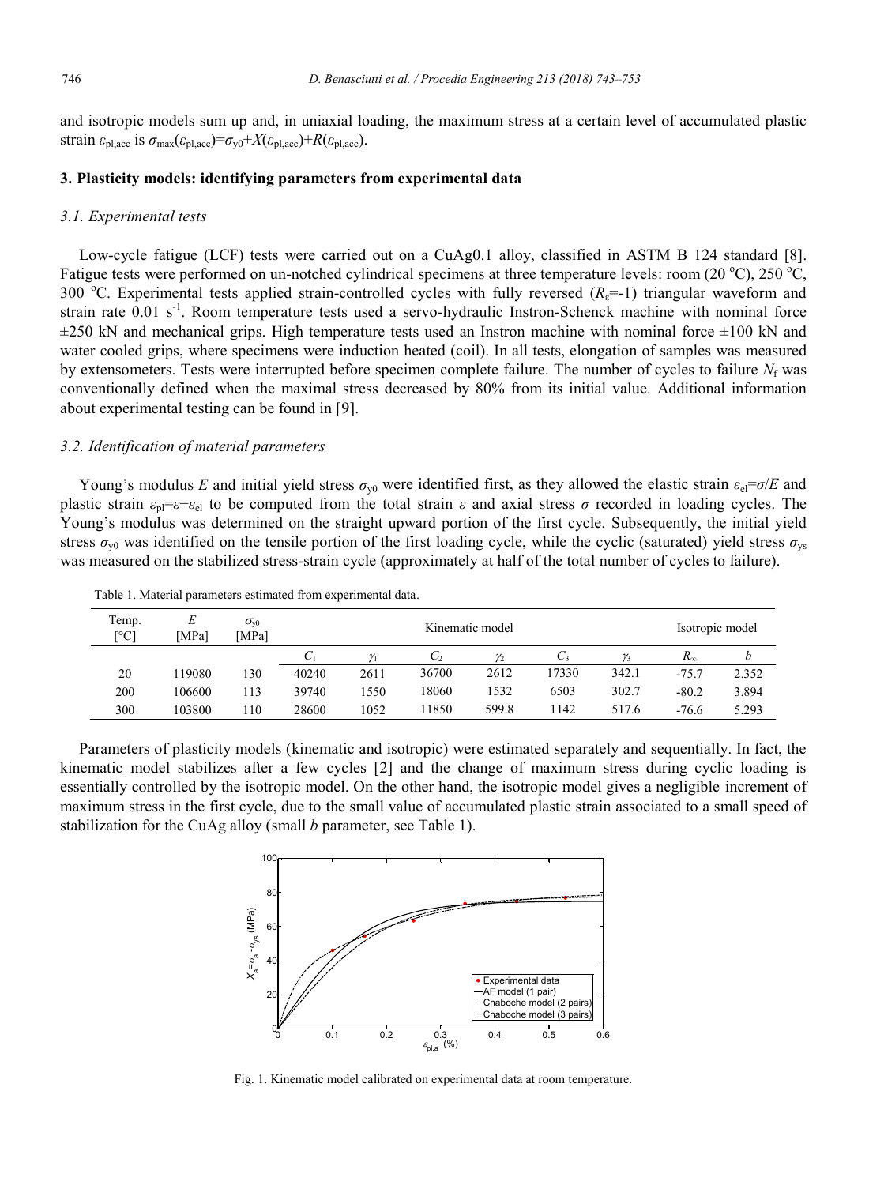and isotropic models sum up and, in uniaxial loading, the maximum stress at a certain level of accumulated plastic strain $\varepsilon_{pl,acc}$ is $\sigma_{max}(\varepsilon_{pl,acc})=\sigma_{y0}+X(\varepsilon_{pl,acc})+R(\varepsilon_{pl,acc})$.

## 3. Plasticity models: identifying parameters from experimental data

### *3.1. Experimental tests*

Low-cycle fatigue (LCF) tests were carried out on a CuAg0.1 alloy, classified in ASTM B 124 standard [8]. Fatigue tests were performed on un-notched cylindrical specimens at three temperature levels: room (20 °C), 250 °C, 300 °C. Experimental tests applied strain-controlled cycles with fully reversed ($R_\varepsilon$=-1) triangular waveform and strain rate 0.01 $s^{-1}$. Room temperature tests used a servo-hydraulic Instron-Schenck machine with nominal force ±250 kN and mechanical grips. High temperature tests used an Instron machine with nominal force ±100 kN and water cooled grips, where specimens were induction heated (coil). In all tests, elongation of samples was measured by extensometers. Tests were interrupted before specimen complete failure. The number of cycles to failure $N_f$ was conventionally defined when the maximal stress decreased by 80% from its initial value. Additional information about experimental testing can be found in [9].

### *3.2. Identification of material parameters*

Young's modulus $E$ and initial yield stress $\sigma_{y0}$ were identified first, as they allowed the elastic strain $\varepsilon_{el}=\sigma/E$ and plastic strain $\varepsilon_{pl}=\varepsilon-\varepsilon_{el}$ to be computed from the total strain $\varepsilon$ and axial stress $\sigma$ recorded in loading cycles. The Young's modulus was determined on the straight upward portion of the first cycle. Subsequently, the initial yield stress $\sigma_{y0}$ was identified on the tensile portion of the first loading cycle, while the cyclic (saturated) yield stress $\sigma_{ys}$ was measured on the stabilized stress-strain cycle (approximately at half of the total number of cycles to failure).

Table 1. Material parameters estimated from experimental data.

| Temp. [°C] | $E$ [MPa] | $\sigma_{y0}$ [MPa] | Kinematic model | | | | | | Isotropic model | |
|---|---|---|---|---|---|---|---|---|---|---|
| | | | $C_1$ | $\gamma_1$ | $C_2$ | $\gamma_2$ | $C_3$ | $\gamma_3$ | $R_\infty$ | $b$ |
| 20 | 119080 | 130 | 40240 | 2611 | 36700 | 2612 | 17330 | 342.1 | -75.7 | 2.352 |
| 200 | 106600 | 113 | 39740 | 1550 | 18060 | 1532 | 6503 | 302.7 | -80.2 | 3.894 |
| 300 | 103800 | 110 | 28600 | 1052 | 11850 | 599.8 | 1142 | 517.6 | -76.6 | 5.293 |

Parameters of plasticity models (kinematic and isotropic) were estimated separately and sequentially. In fact, the kinematic model stabilizes after a few cycles [2] and the change of maximum stress during cyclic loading is essentially controlled by the isotropic model. On the other hand, the isotropic model gives a negligible increment of maximum stress in the first cycle, due to the small value of accumulated plastic strain associated to a small speed of stabilization for the CuAg alloy (small $b$ parameter, see Table 1).

Fig. 1. Kinematic model calibrated on experimental data at room temperature.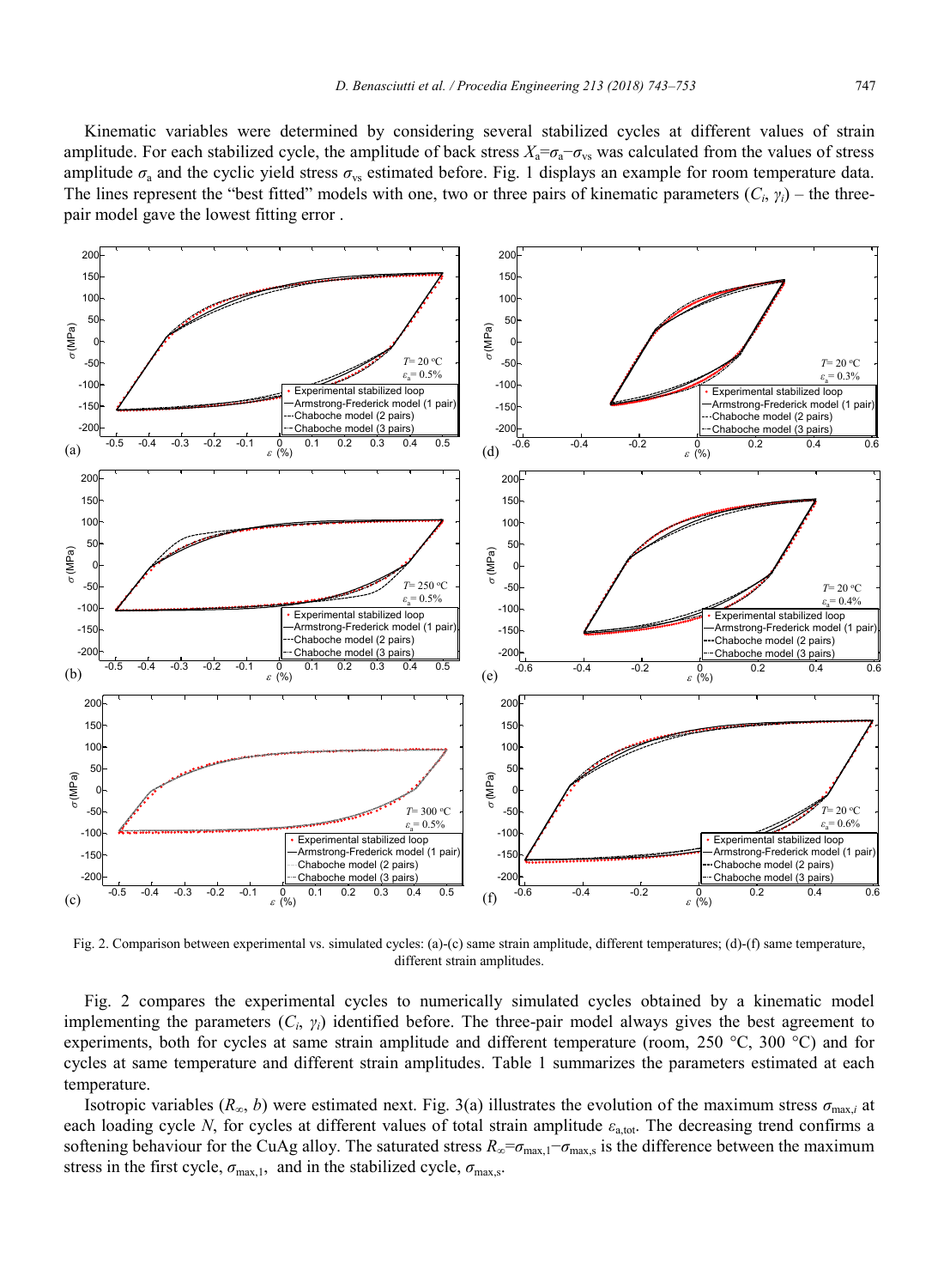Kinematic variables were determined by considering several stabilized cycles at different values of strain amplitude. For each stabilized cycle, the amplitude of back stress $X_a=\sigma_a-\sigma_{vs}$ was calculated from the values of stress amplitude $\sigma_a$ and the cyclic yield stress $\sigma_{vs}$ estimated before. Fig. 1 displays an example for room temperature data. The lines represent the "best fitted" models with one, two or three pairs of kinematic parameters ($C_i$, $\gamma_i$) – the three-pair model gave the lowest fitting error .

Fig. 2. Comparison between experimental vs. simulated cycles: (a)-(c) same strain amplitude, different temperatures; (d)-(f) same temperature, different strain amplitudes.

Fig. 2 compares the experimental cycles to numerically simulated cycles obtained by a kinematic model implementing the parameters ($C_i$, $\gamma_i$) identified before. The three-pair model always gives the best agreement to experiments, both for cycles at same strain amplitude and different temperature (room, 250 °C, 300 °C) and for cycles at same temperature and different strain amplitudes. Table 1 summarizes the parameters estimated at each temperature.

Isotropic variables ($R_\infty$, $b$) were estimated next. Fig. 3(a) illustrates the evolution of the maximum stress $\sigma_{max,i}$ at each loading cycle $N$, for cycles at different values of total strain amplitude $\varepsilon_{a,tot}$. The decreasing trend confirms a softening behaviour for the CuAg alloy. The saturated stress $R_\infty=\sigma_{max,1}-\sigma_{max,s}$ is the difference between the maximum stress in the first cycle, $\sigma_{max,1}$, and in the stabilized cycle, $\sigma_{max,s}$.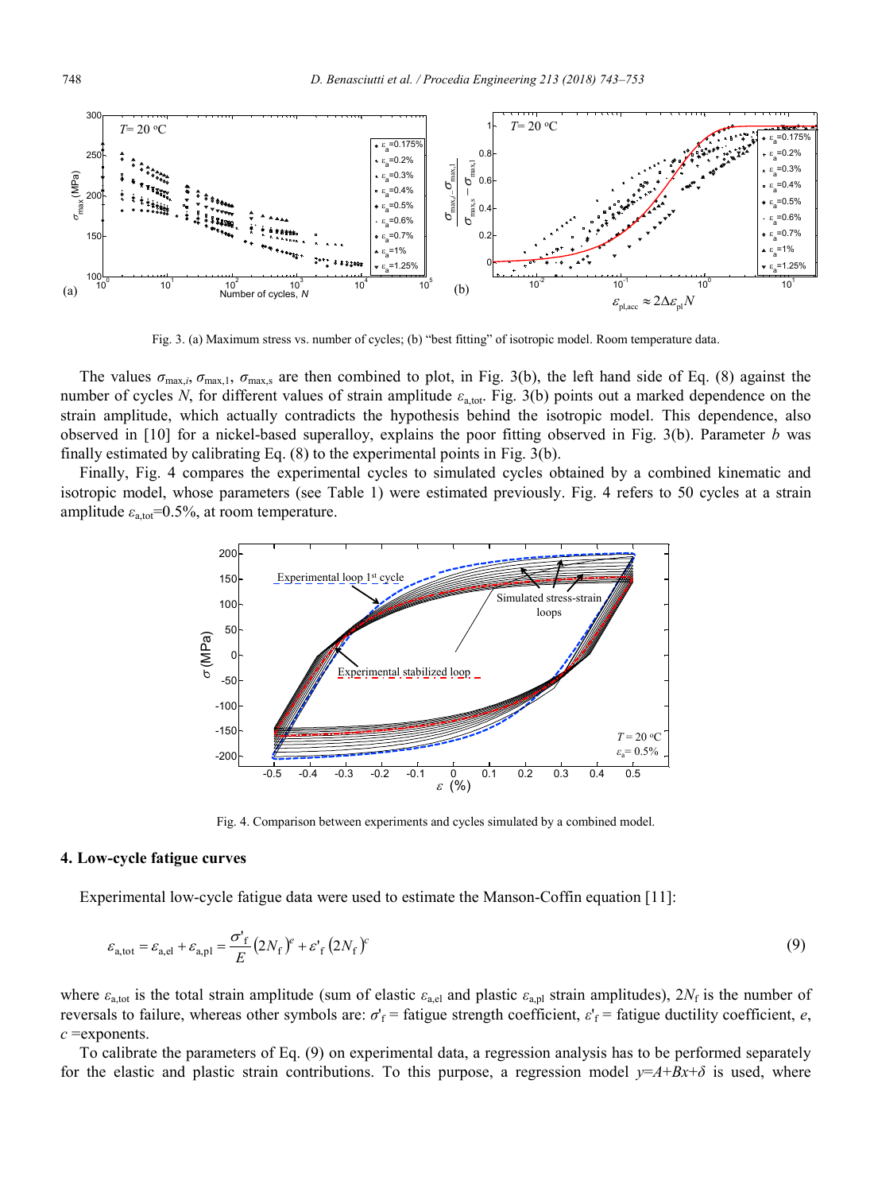Fig. 3. (a) Maximum stress vs. number of cycles; (b) "best fitting" of isotropic model. Room temperature data.

The values $\sigma_{\max,i}$, $\sigma_{\max,1}$, $\sigma_{\max,s}$ are then combined to plot, in Fig. 3(b), the left hand side of Eq. (8) against the number of cycles $N$, for different values of strain amplitude $\varepsilon_{a,tot}$. Fig. 3(b) points out a marked dependence on the strain amplitude, which actually contradicts the hypothesis behind the isotropic model. This dependence, also observed in [10] for a nickel-based superalloy, explains the poor fitting observed in Fig. 3(b). Parameter $b$ was finally estimated by calibrating Eq. (8) to the experimental points in Fig. 3(b).

Finally, Fig. 4 compares the experimental cycles to simulated cycles obtained by a combined kinematic and isotropic model, whose parameters (see Table 1) were estimated previously. Fig. 4 refers to 50 cycles at a strain amplitude $\varepsilon_{a,tot}$=0.5%, at room temperature.

Fig. 4. Comparison between experiments and cycles simulated by a combined model.

## 4. Low-cycle fatigue curves

Experimental low-cycle fatigue data were used to estimate the Manson-Coffin equation [11]:

$$\varepsilon_{a,tot} = \varepsilon_{a,el} + \varepsilon_{a,pl} = \frac{\sigma'_f}{E}\left(2N_f\right)^e + \varepsilon'_f\left(2N_f\right)^c \tag{9}$$

where $\varepsilon_{a,tot}$ is the total strain amplitude (sum of elastic $\varepsilon_{a,el}$ and plastic $\varepsilon_{a,pl}$ strain amplitudes), $2N_f$ is the number of reversals to failure, whereas other symbols are: $\sigma'_f$ = fatigue strength coefficient, $\varepsilon'_f$ = fatigue ductility coefficient, $e$, $c$ =exponents.

To calibrate the parameters of Eq. (9) on experimental data, a regression analysis has to be performed separately for the elastic and plastic strain contributions. To this purpose, a regression model $y=A+Bx+\delta$ is used, where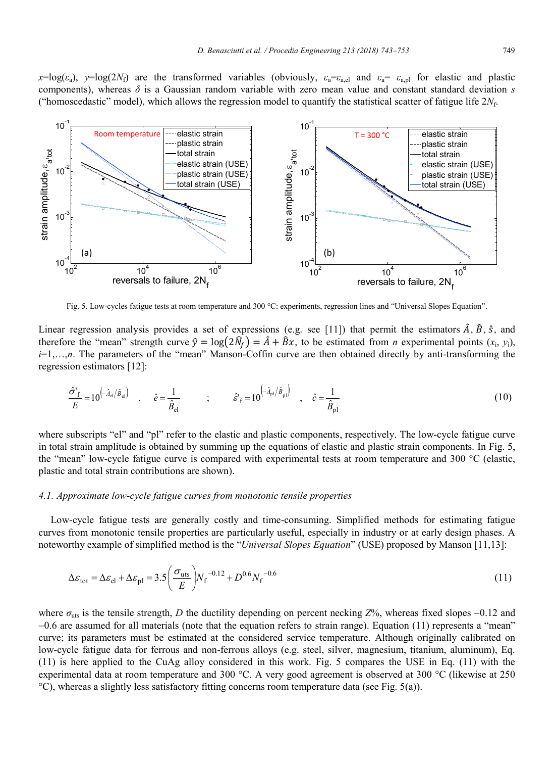$x=\log(\varepsilon_a)$, $y=\log(2N_f)$ are the transformed variables (obviously, $\varepsilon_a=\varepsilon_{a,el}$ and $\varepsilon_a=\varepsilon_{a,pl}$ for elastic and plastic components), whereas $\delta$ is a Gaussian random variable with zero mean value and constant standard deviation $s$ ("homoscedastic" model), which allows the regression model to quantify the statistical scatter of fatigue life $2N_f$.

Fig. 5. Low-cycles fatigue tests at room temperature and 300 °C: experiments, regression lines and "Universal Slopes Equation".

Linear regression analysis provides a set of expressions (e.g. see [11]) that permit the estimators $\hat{A}$, $\hat{B}$, $\hat{s}$, and therefore the "mean" strength curve $\hat{y} = \log(2\hat{N}_f) = \hat{A} + \hat{B}x$, to be estimated from $n$ experimental points ($x_i$, $y_i$), $i$=1,…,$n$. The parameters of the "mean" Manson-Coffin curve are then obtained directly by anti-transforming the regression estimators [12]:

$$\frac{\hat{\sigma}'_f}{E} = 10^{\left(-\hat{A}_{el}/\hat{B}_{el}\right)} \quad , \quad \hat{e} = \frac{1}{\hat{B}_{el}} \qquad ; \qquad \hat{\varepsilon}'_f = 10^{\left(-\hat{A}_{pl}/\hat{B}_{pl}\right)} \quad , \quad \hat{c} = \frac{1}{\hat{B}_{pl}} \tag{10}$$

where subscripts "el" and "pl" refer to the elastic and plastic components, respectively. The low-cycle fatigue curve in total strain amplitude is obtained by summing up the equations of elastic and plastic strain components. In Fig. 5, the "mean" low-cycle fatigue curve is compared with experimental tests at room temperature and 300 °C (elastic, plastic and total strain contributions are shown).

### *4.1. Approximate low-cycle fatigue curves from monotonic tensile properties*

Low-cycle fatigue tests are generally costly and time-consuming. Simplified methods for estimating fatigue curves from monotonic tensile properties are particularly useful, especially in industry or at early design phases. A noteworthy example of simplified method is the "*Universal Slopes Equation*" (USE) proposed by Manson [11,13]:

$$\Delta\varepsilon_{tot} = \Delta\varepsilon_{el} + \Delta\varepsilon_{pl} = 3.5\left(\frac{\sigma_{uts}}{E}\right)N_f^{-0.12} + D^{0.6}N_f^{-0.6} \tag{11}$$

where $\sigma_{uts}$ is the tensile strength, $D$ the ductility depending on percent necking $Z\%$, whereas fixed slopes −0.12 and −0.6 are assumed for all materials (note that the equation refers to strain range). Equation (11) represents a "mean" curve; its parameters must be estimated at the considered service temperature. Although originally calibrated on low-cycle fatigue data for ferrous and non-ferrous alloys (e.g. steel, silver, magnesium, titanium, aluminum), Eq. (11) is here applied to the CuAg alloy considered in this work. Fig. 5 compares the USE in Eq. (11) with the experimental data at room temperature and 300 °C. A very good agreement is observed at 300 °C (likewise at 250 °C), whereas a slightly less satisfactory fitting concerns room temperature data (see Fig. 5(a)).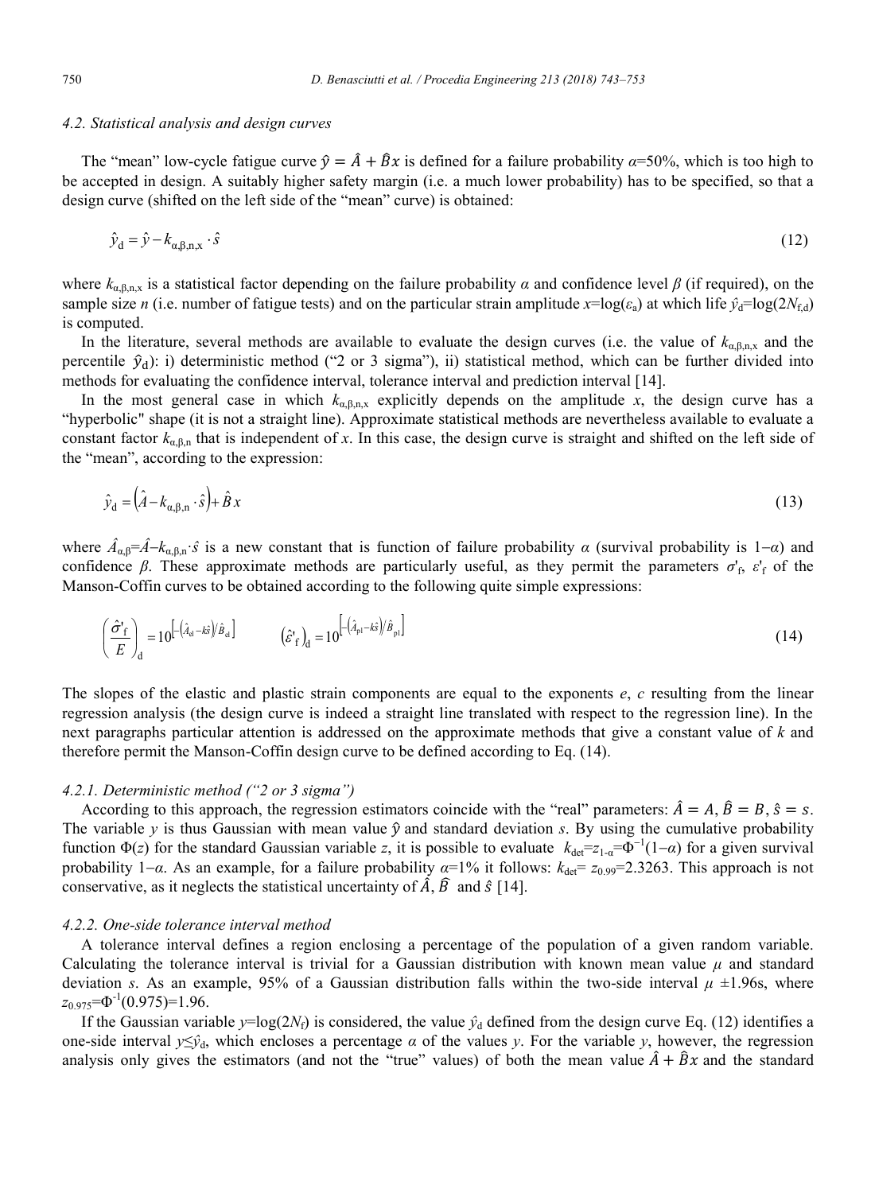### 4.2. Statistical analysis and design curves

The "mean" low-cycle fatigue curve $\hat{y} = \hat{A} + \hat{B}x$ is defined for a failure probability $\alpha$=50%, which is too high to be accepted in design. A suitably higher safety margin (i.e. a much lower probability) has to be specified, so that a design curve (shifted on the left side of the "mean" curve) is obtained:

$$\hat{y}_{\mathrm{d}} = \hat{y} - k_{\alpha,\beta,\mathrm{n,x}} \cdot \hat{s} \tag{12}$$

where $k_{\alpha,\beta,\mathrm{n,x}}$ is a statistical factor depending on the failure probability $\alpha$ and confidence level $\beta$ (if required), on the sample size $n$ (i.e. number of fatigue tests) and on the particular strain amplitude $x$=log($\varepsilon_a$) at which life $\hat{y}_d$=log($2N_{f,d}$) is computed.

In the literature, several methods are available to evaluate the design curves (i.e. the value of $k_{\alpha,\beta,\mathrm{n,x}}$ and the percentile $\hat{y}_d$): i) deterministic method ("2 or 3 sigma"), ii) statistical method, which can be further divided into methods for evaluating the confidence interval, tolerance interval and prediction interval [14].

In the most general case in which $k_{\alpha,\beta,\mathrm{n,x}}$ explicitly depends on the amplitude $x$, the design curve has a "hyperbolic" shape (it is not a straight line). Approximate statistical methods are nevertheless available to evaluate a constant factor $k_{\alpha,\beta,\mathrm{n}}$ that is independent of $x$. In this case, the design curve is straight and shifted on the left side of the "mean", according to the expression:

$$\hat{y}_{\mathrm{d}} = \left(\hat{A} - k_{\alpha,\beta,\mathrm{n}} \cdot \hat{s}\right) + \hat{B}\,x \tag{13}$$

where $\hat{A}_{\alpha\beta}=\hat{A}-k_{\alpha,\beta,\mathrm{n}}\cdot\hat{s}$ is a new constant that is function of failure probability $\alpha$ (survival probability is $1-\alpha$) and confidence $\beta$. These approximate methods are particularly useful, as they permit the parameters $\sigma'_f$, $\varepsilon'_f$ of the Manson-Coffin curves to be obtained according to the following quite simple expressions:

$$\left(\frac{\hat{\sigma}'_{\mathrm{f}}}{E}\right)_{\mathrm{d}} = 10^{\left[-\left(\hat{A}_{\mathrm{el}}-k\hat{s}\right)/\hat{B}_{\mathrm{el}}\right]} \qquad \left(\hat{\varepsilon}'_{\mathrm{f}}\right)_{\mathrm{d}} = 10^{\left[-\left(\hat{A}_{\mathrm{pl}}-k\hat{s}\right)/\hat{B}_{\mathrm{pl}}\right]} \tag{14}$$

The slopes of the elastic and plastic strain components are equal to the exponents $e$, $c$ resulting from the linear regression analysis (the design curve is indeed a straight line translated with respect to the regression line). In the next paragraphs particular attention is addressed on the approximate methods that give a constant value of $k$ and therefore permit the Manson-Coffin design curve to be defined according to Eq. (14).

#### 4.2.1. Deterministic method ("2 or 3 sigma")

According to this approach, the regression estimators coincide with the "real" parameters: $\hat{A} = A$, $\hat{B} = B$, $\hat{s} = s$. The variable $y$ is thus Gaussian with mean value $\hat{y}$ and standard deviation $s$. By using the cumulative probability function $\Phi(z)$ for the standard Gaussian variable $z$, it is possible to evaluate $k_{\mathrm{det}}=z_{1-\alpha}=\Phi^{-1}(1-\alpha)$ for a given survival probability $1-\alpha$. As an example, for a failure probability $\alpha$=1% it follows: $k_{\mathrm{det}}= z_{0.99}$=2.3263. This approach is not conservative, as it neglects the statistical uncertainty of $\hat{A}$, $\hat{B}$ and $\hat{s}$ [14].

#### 4.2.2. One-side tolerance interval method

A tolerance interval defines a region enclosing a percentage of the population of a given random variable. Calculating the tolerance interval is trivial for a Gaussian distribution with known mean value $\mu$ and standard deviation $s$. As an example, 95% of a Gaussian distribution falls within the two-side interval $\mu \pm 1.96s$, where $z_{0.975}=\Phi^{-1}(0.975)=1.96$.

If the Gaussian variable $y$=log($2N_f$) is considered, the value $\hat{y}_d$ defined from the design curve Eq. (12) identifies a one-side interval $y \leq \hat{y}_d$, which encloses a percentage $\alpha$ of the values $y$. For the variable $y$, however, the regression analysis only gives the estimators (and not the "true" values) of both the mean value $\hat{A} + \hat{B}x$ and the standard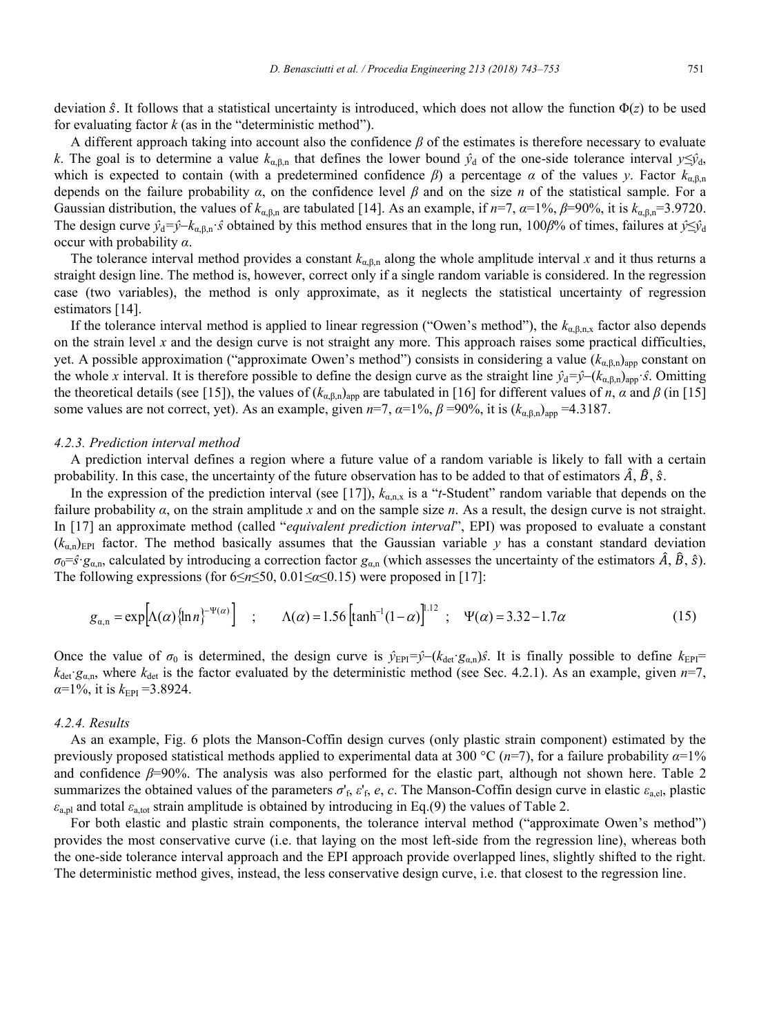deviation $\hat{s}$. It follows that a statistical uncertainty is introduced, which does not allow the function $\Phi(z)$ to be used for evaluating factor $k$ (as in the "deterministic method").

A different approach taking into account also the confidence $\beta$ of the estimates is therefore necessary to evaluate $k$. The goal is to determine a value $k_{\alpha,\beta,n}$ that defines the lower bound $\hat{y}_d$ of the one-side tolerance interval $y \leq \hat{y}_d$, which is expected to contain (with a predetermined confidence $\beta$) a percentage $\alpha$ of the values $y$. Factor $k_{\alpha,\beta,n}$ depends on the failure probability $\alpha$, on the confidence level $\beta$ and on the size $n$ of the statistical sample. For a Gaussian distribution, the values of $k_{\alpha,\beta,n}$ are tabulated [14]. As an example, if $n$=7, $\alpha$=1%, $\beta$=90%, it is $k_{\alpha,\beta,n}$=3.9720. The design curve $\hat{y}_d=\hat{y}-k_{\alpha,\beta,n}\cdot\hat{s}$ obtained by this method ensures that in the long run, 100$\beta$% of times, failures at $\hat{y} \leq \hat{y}_d$ occur with probability $\alpha$.

The tolerance interval method provides a constant $k_{\alpha,\beta,n}$ along the whole amplitude interval $x$ and it thus returns a straight design line. The method is, however, correct only if a single random variable is considered. In the regression case (two variables), the method is only approximate, as it neglects the statistical uncertainty of regression estimators [14].

If the tolerance interval method is applied to linear regression ("Owen's method"), the $k_{\alpha,\beta,n,x}$ factor also depends on the strain level $x$ and the design curve is not straight any more. This approach raises some practical difficulties, yet. A possible approximation ("approximate Owen's method") consists in considering a value $(k_{\alpha,\beta,n})_{app}$ constant on the whole $x$ interval. It is therefore possible to define the design curve as the straight line $\hat{y}_d=\hat{y}-(k_{\alpha,\beta,n})_{app}\cdot\hat{s}$. Omitting the theoretical details (see [15]), the values of $(k_{\alpha,\beta,n})_{app}$ are tabulated in [16] for different values of $n$, $\alpha$ and $\beta$ (in [15] some values are not correct, yet). As an example, given $n$=7, $\alpha$=1%, $\beta$ =90%, it is $(k_{\alpha,\beta,n})_{app}$ =4.3187.

### 4.2.3. Prediction interval method

A prediction interval defines a region where a future value of a random variable is likely to fall with a certain probability. In this case, the uncertainty of the future observation has to be added to that of estimators $\hat{A}$, $\hat{B}$, $\hat{s}$.

In the expression of the prediction interval (see [17]), $k_{\alpha,n,x}$ is a "$t$-Student" random variable that depends on the failure probability $\alpha$, on the strain amplitude $x$ and on the sample size $n$. As a result, the design curve is not straight. In [17] an approximate method (called "*equivalent prediction interval*", EPI) was proposed to evaluate a constant $(k_{\alpha,n})_{EPI}$ factor. The method basically assumes that the Gaussian variable $y$ has a constant standard deviation $\sigma_0=\hat{s}\cdot g_{\alpha,n}$, calculated by introducing a correction factor $g_{\alpha,n}$ (which assesses the uncertainty of the estimators $\hat{A}$, $\hat{B}$, $\hat{s}$). The following expressions (for $6 \leq n \leq 50$, $0.01 \leq \alpha \leq 0.15$) were proposed in [17]:

$$g_{\alpha,n} = \exp\left[\Lambda(\alpha)\{\ln n\}^{-\Psi(\alpha)}\right] \quad ; \quad \Lambda(\alpha) = 1.56\left[\tanh^{-1}(1-\alpha)\right]^{1.12} \quad ; \quad \Psi(\alpha) = 3.32 - 1.7\alpha \tag{15}$$

Once the value of $\sigma_0$ is determined, the design curve is $\hat{y}_{EPI}=\hat{y}-(k_{det}\cdot g_{\alpha,n})\hat{s}$. It is finally possible to define $k_{EPI}$= $k_{det}\cdot g_{\alpha,n}$, where $k_{det}$ is the factor evaluated by the deterministic method (see Sec. 4.2.1). As an example, given $n$=7, $\alpha$=1%, it is $k_{EPI}$ =3.8924.

### 4.2.4. Results

As an example, Fig. 6 plots the Manson-Coffin design curves (only plastic strain component) estimated by the previously proposed statistical methods applied to experimental data at 300 °C ($n$=7), for a failure probability $\alpha$=1% and confidence $\beta$=90%. The analysis was also performed for the elastic part, although not shown here. Table 2 summarizes the obtained values of the parameters $\sigma'_f$, $\varepsilon'_f$, $e$, $c$. The Manson-Coffin design curve in elastic $\varepsilon_{a,el}$, plastic $\varepsilon_{a,pl}$ and total $\varepsilon_{a,tot}$ strain amplitude is obtained by introducing in Eq.(9) the values of Table 2.

For both elastic and plastic strain components, the tolerance interval method ("approximate Owen's method") provides the most conservative curve (i.e. that laying on the most left-side from the regression line), whereas both the one-side tolerance interval approach and the EPI approach provide overlapped lines, slightly shifted to the right. The deterministic method gives, instead, the less conservative design curve, i.e. that closest to the regression line.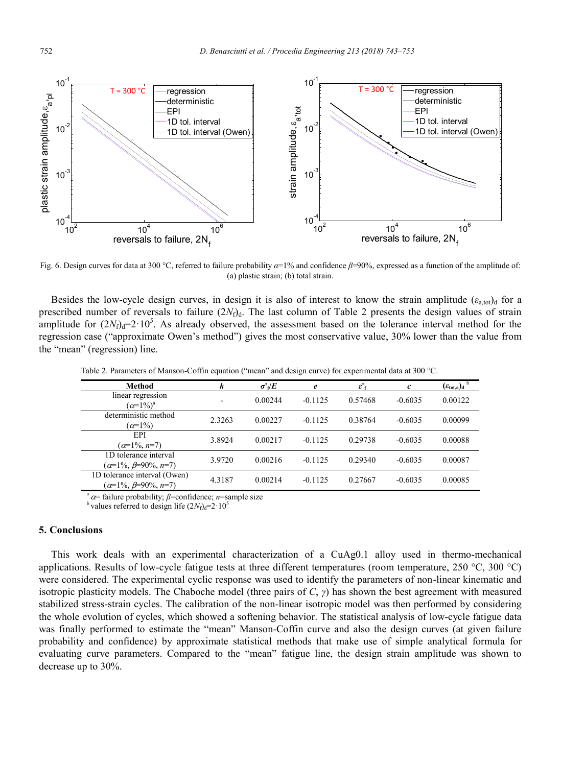Fig. 6. Design curves for data at 300 °C, referred to failure probability $\alpha$=1% and confidence $\beta$=90%, expressed as a function of the amplitude of: (a) plastic strain; (b) total strain.

Besides the low-cycle design curves, in design it is also of interest to know the strain amplitude $(\varepsilon_{a,tot})_d$ for a prescribed number of reversals to failure $(2N_f)_d$. The last column of Table 2 presents the design values of strain amplitude for $(2N_f)_d=2\cdot10^5$. As already observed, the assessment based on the tolerance interval method for the regression case ("approximate Owen's method") gives the most conservative value, 30% lower than the value from the "mean" (regression) line.

Table 2. Parameters of Manson-Coffin equation ("mean" and design curve) for experimental data at 300 °C.

| Method | $k$ | $\sigma'_f/E$ | $e$ | $\varepsilon'_f$ | $c$ | $(\varepsilon_{tot,a})_d$ [b] |
|---|---|---|---|---|---|---|
| linear regression ($\alpha$=1%)[a] | - | 0.00244 | -0.1125 | 0.57468 | -0.6035 | 0.00122 |
| deterministic method ($\alpha$=1%) | 2.3263 | 0.00227 | -0.1125 | 0.38764 | -0.6035 | 0.00099 |
| EPI ($\alpha$=1%, $n$=7) | 3.8924 | 0.00217 | -0.1125 | 0.29738 | -0.6035 | 0.00088 |
| 1D tolerance interval ($\alpha$=1%, $\beta$=90%, $n$=7) | 3.9720 | 0.00216 | -0.1125 | 0.29340 | -0.6035 | 0.00087 |
| 1D tolerance interval (Owen) ($\alpha$=1%, $\beta$=90%, $n$=7) | 4.3187 | 0.00214 | -0.1125 | 0.27667 | -0.6035 | 0.00085 |

[a] $\alpha$= failure probability; $\beta$=confidence; $n$=sample size
[b] values referred to design life $(2N_f)_d=2\cdot10^5$

## 5. Conclusions

This work deals with an experimental characterization of a CuAg0.1 alloy used in thermo-mechanical applications. Results of low-cycle fatigue tests at three different temperatures (room temperature, 250 °C, 300 °C) were considered. The experimental cyclic response was used to identify the parameters of non-linear kinematic and isotropic plasticity models. The Chaboche model (three pairs of $C$, $\gamma$) has shown the best agreement with measured stabilized stress-strain cycles. The calibration of the non-linear isotropic model was then performed by considering the whole evolution of cycles, which showed a softening behavior. The statistical analysis of low-cycle fatigue data was finally performed to estimate the "mean" Manson-Coffin curve and also the design curves (at given failure probability and confidence) by approximate statistical methods that make use of simple analytical formula for evaluating curve parameters. Compared to the "mean" fatigue line, the design strain amplitude was shown to decrease up to 30%.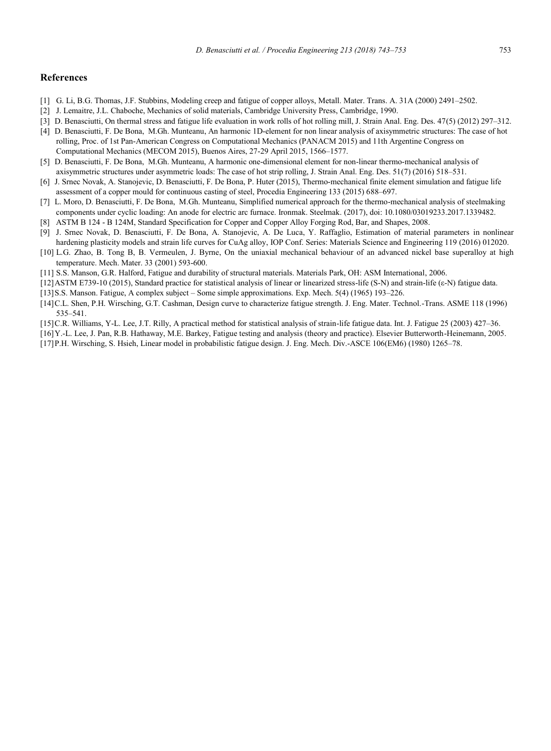## References

[1] G. Li, B.G. Thomas, J.F. Stubbins, Modeling creep and fatigue of copper alloys, Metall. Mater. Trans. A. 31A (2000) 2491–2502.

[2] J. Lemaitre, J.L. Chaboche, Mechanics of solid materials, Cambridge University Press, Cambridge, 1990.

[3] D. Benasciutti, On thermal stress and fatigue life evaluation in work rolls of hot rolling mill, J. Strain Anal. Eng. Des. 47(5) (2012) 297–312.

[4] D. Benasciutti, F. De Bona, M.Gh. Munteanu, An harmonic 1D-element for non linear analysis of axisymmetric structures: The case of hot rolling, Proc. of 1st Pan-American Congress on Computational Mechanics (PANACM 2015) and 11th Argentine Congress on Computational Mechanics (MECOM 2015), Buenos Aires, 27-29 April 2015, 1566–1577.

[5] D. Benasciutti, F. De Bona, M.Gh. Munteanu, A harmonic one-dimensional element for non-linear thermo-mechanical analysis of axisymmetric structures under asymmetric loads: The case of hot strip rolling, J. Strain Anal. Eng. Des. 51(7) (2016) 518–531.

[6] J. Srnec Novak, A. Stanojevic, D. Benasciutti, F. De Bona, P. Huter (2015), Thermo-mechanical finite element simulation and fatigue life assessment of a copper mould for continuous casting of steel, Procedia Engineering 133 (2015) 688–697.

[7] L. Moro, D. Benasciutti, F. De Bona, M.Gh. Munteanu, Simplified numerical approach for the thermo-mechanical analysis of steelmaking components under cyclic loading: An anode for electric arc furnace. Ironmak. Steelmak. (2017), doi: 10.1080/03019233.2017.1339482.

[8] ASTM B 124 - B 124M, Standard Specification for Copper and Copper Alloy Forging Rod, Bar, and Shapes, 2008.

[9] J. Srnec Novak, D. Benasciutti, F. De Bona, A. Stanojevic, A. De Luca, Y. Raffaglio, Estimation of material parameters in nonlinear hardening plasticity models and strain life curves for CuAg alloy, IOP Conf. Series: Materials Science and Engineering 119 (2016) 012020.

[10] L.G. Zhao, B. Tong B, B. Vermeulen, J. Byrne, On the uniaxial mechanical behaviour of an advanced nickel base superalloy at high temperature. Mech. Mater. 33 (2001) 593-600.

[11] S.S. Manson, G.R. Halford, Fatigue and durability of structural materials. Materials Park, OH: ASM International, 2006.

[12] ASTM E739-10 (2015), Standard practice for statistical analysis of linear or linearized stress-life (S-N) and strain-life (ε-N) fatigue data.

[13] S.S. Manson. Fatigue, A complex subject – Some simple approximations. Exp. Mech. 5(4) (1965) 193–226.

[14] C.L. Shen, P.H. Wirsching, G.T. Cashman, Design curve to characterize fatigue strength. J. Eng. Mater. Technol.-Trans. ASME 118 (1996) 535–541.

[15] C.R. Williams, Y-L. Lee, J.T. Rilly, A practical method for statistical analysis of strain-life fatigue data. Int. J. Fatigue 25 (2003) 427–36.

[16] Y.-L. Lee, J. Pan, R.B. Hathaway, M.E. Barkey, Fatigue testing and analysis (theory and practice). Elsevier Butterworth-Heinemann, 2005.

[17] P.H. Wirsching, S. Hsieh, Linear model in probabilistic fatigue design. J. Eng. Mech. Div.-ASCE 106(EM6) (1980) 1265–78.